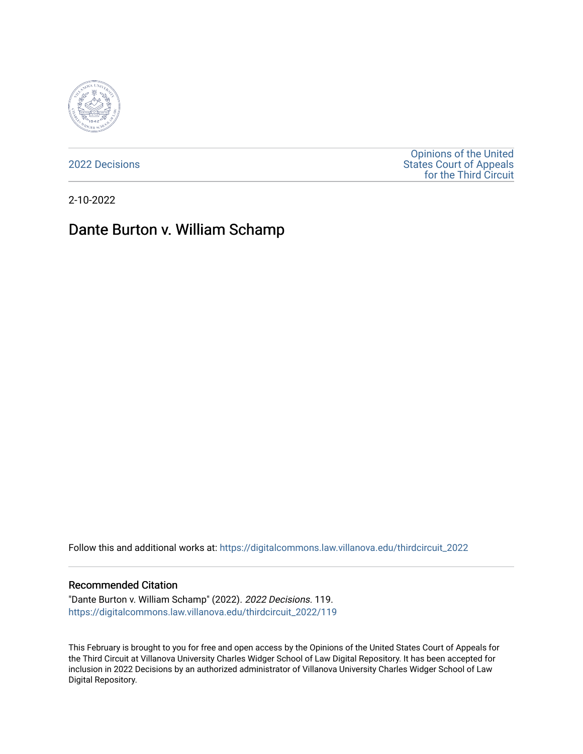2022 Decisions

Opinions of the United States Court of Appeals for the Third Circuit

2-10-2022

# Dante Burton v. William Schamp

Follow this and additional works at: https://digitalcommons.law.villanova.edu/thirdcircuit_2022

## Recommended Citation

"Dante Burton v. William Schamp" (2022). *2022 Decisions*. 119.
https://digitalcommons.law.villanova.edu/thirdcircuit_2022/119

This February is brought to you for free and open access by the Opinions of the United States Court of Appeals for the Third Circuit at Villanova University Charles Widger School of Law Digital Repository. It has been accepted for inclusion in 2022 Decisions by an authorized administrator of Villanova University Charles Widger School of Law Digital Repository.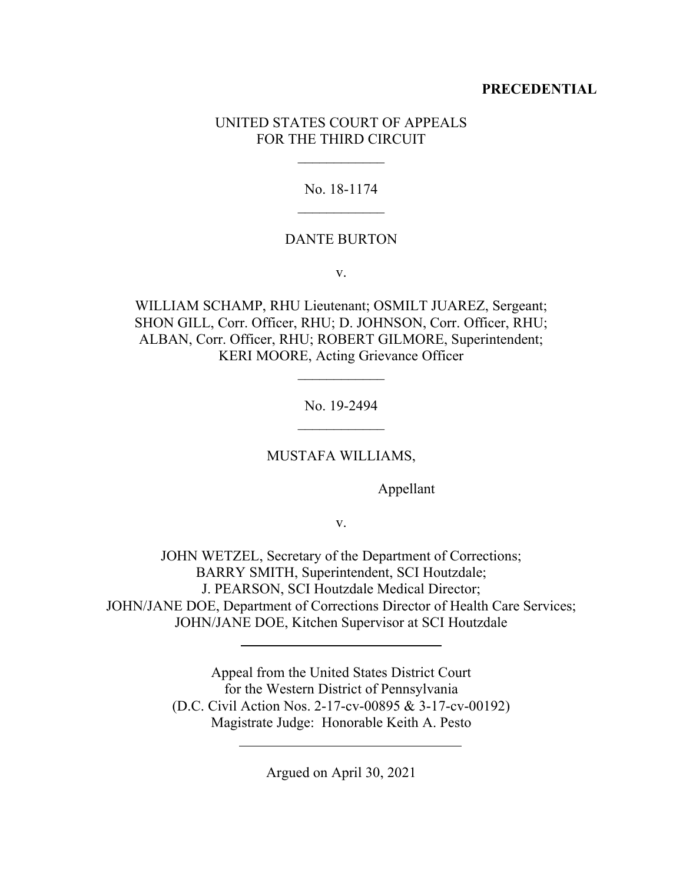**PRECEDENTIAL**

UNITED STATES COURT OF APPEALS
FOR THE THIRD CIRCUIT

\_\_\_\_\_\_\_\_\_\_\_\_

No. 18-1174

\_\_\_\_\_\_\_\_\_\_\_\_

DANTE BURTON

v.

WILLIAM SCHAMP, RHU Lieutenant; OSMILT JUAREZ, Sergeant; SHON GILL, Corr. Officer, RHU; D. JOHNSON, Corr. Officer, RHU; ALBAN, Corr. Officer, RHU; ROBERT GILMORE, Superintendent; KERI MOORE, Acting Grievance Officer

\_\_\_\_\_\_\_\_\_\_\_\_

No. 19-2494

\_\_\_\_\_\_\_\_\_\_\_\_

MUSTAFA WILLIAMS,

Appellant

v.

JOHN WETZEL, Secretary of the Department of Corrections; BARRY SMITH, Superintendent, SCI Houtzdale; J. PEARSON, SCI Houtzdale Medical Director; JOHN/JANE DOE, Department of Corrections Director of Health Care Services; JOHN/JANE DOE, Kitchen Supervisor at SCI Houtzdale

---

Appeal from the United States District Court
for the Western District of Pennsylvania
(D.C. Civil Action Nos. 2-17-cv-00895 & 3-17-cv-00192)
Magistrate Judge: Honorable Keith A. Pesto

---

Argued on April 30, 2021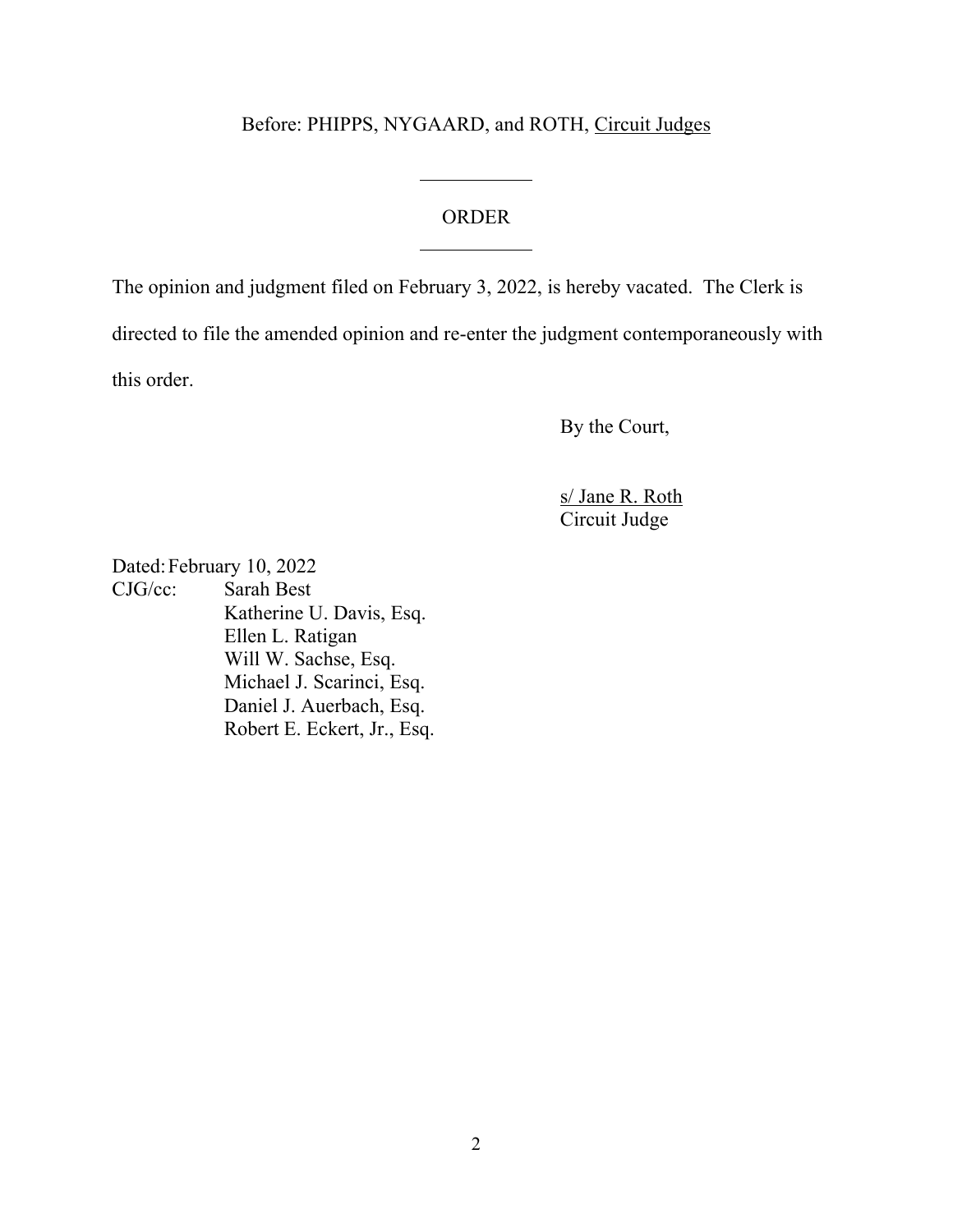Before: PHIPPS, NYGAARD, and ROTH, Circuit Judges

## ORDER

The opinion and judgment filed on February 3, 2022, is hereby vacated. The Clerk is directed to file the amended opinion and re-enter the judgment contemporaneously with this order.

By the Court,

s/ Jane R. Roth
Circuit Judge

Dated: February 10, 2022

CJG/cc: Sarah Best
Katherine U. Davis, Esq.
Ellen L. Ratigan
Will W. Sachse, Esq.
Michael J. Scarinci, Esq.
Daniel J. Auerbach, Esq.
Robert E. Eckert, Jr., Esq.